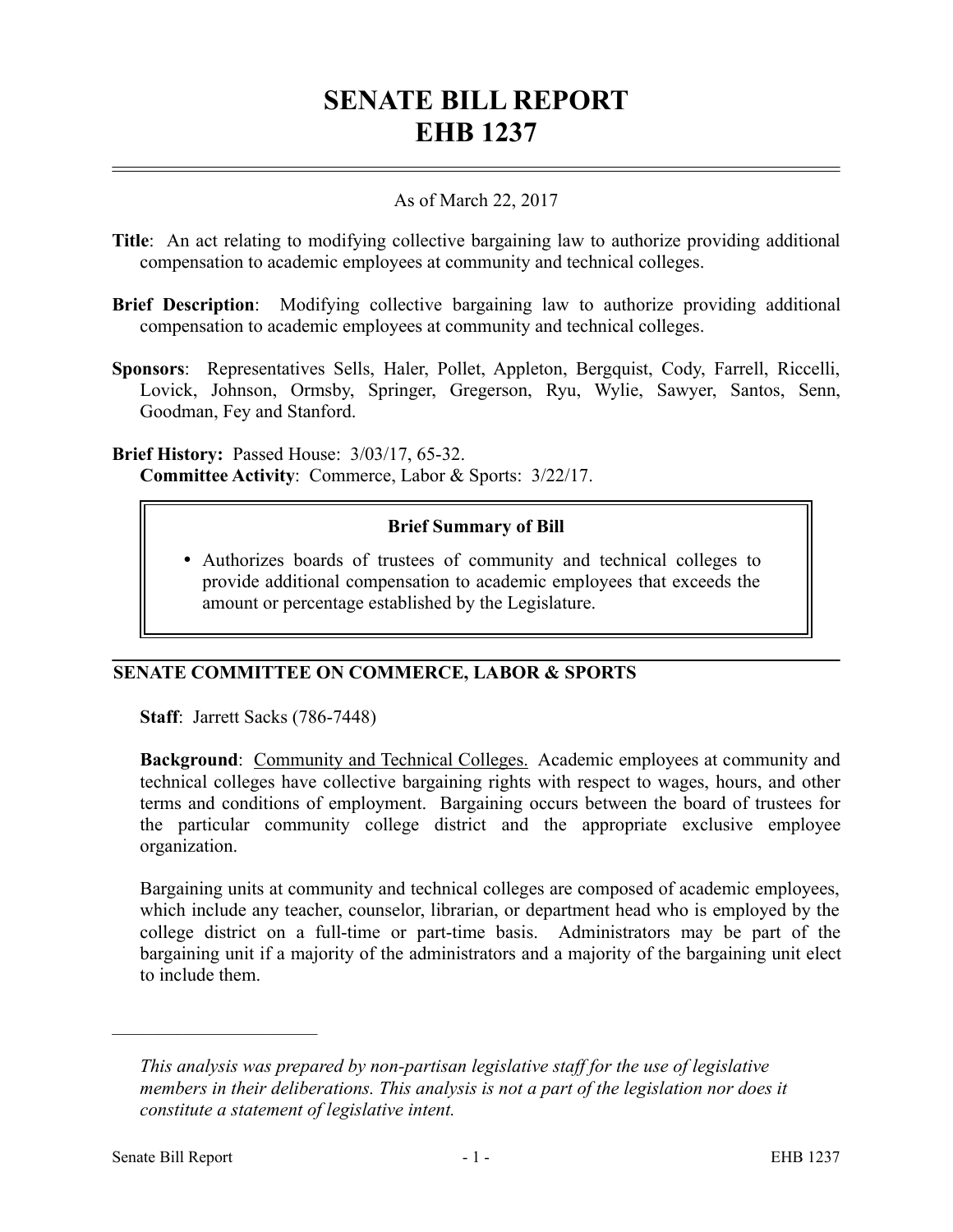# SENATE BILL REPORT
# EHB 1237

As of March 22, 2017

**Title**: An act relating to modifying collective bargaining law to authorize providing additional compensation to academic employees at community and technical colleges.

**Brief Description**: Modifying collective bargaining law to authorize providing additional compensation to academic employees at community and technical colleges.

**Sponsors**: Representatives Sells, Haler, Pollet, Appleton, Bergquist, Cody, Farrell, Riccelli, Lovick, Johnson, Ormsby, Springer, Gregerson, Ryu, Wylie, Sawyer, Santos, Senn, Goodman, Fey and Stanford.

**Brief History:** Passed House: 3/03/17, 65-32.
**Committee Activity**: Commerce, Labor & Sports: 3/22/17.

**Brief Summary of Bill**

- Authorizes boards of trustees of community and technical colleges to provide additional compensation to academic employees that exceeds the amount or percentage established by the Legislature.

## SENATE COMMITTEE ON COMMERCE, LABOR & SPORTS

**Staff**: Jarrett Sacks (786-7448)

**Background**: Community and Technical Colleges. Academic employees at community and technical colleges have collective bargaining rights with respect to wages, hours, and other terms and conditions of employment. Bargaining occurs between the board of trustees for the particular community college district and the appropriate exclusive employee organization.

Bargaining units at community and technical colleges are composed of academic employees, which include any teacher, counselor, librarian, or department head who is employed by the college district on a full-time or part-time basis. Administrators may be part of the bargaining unit if a majority of the administrators and a majority of the bargaining unit elect to include them.

---

*This analysis was prepared by non-partisan legislative staff for the use of legislative members in their deliberations. This analysis is not a part of the legislation nor does it constitute a statement of legislative intent.*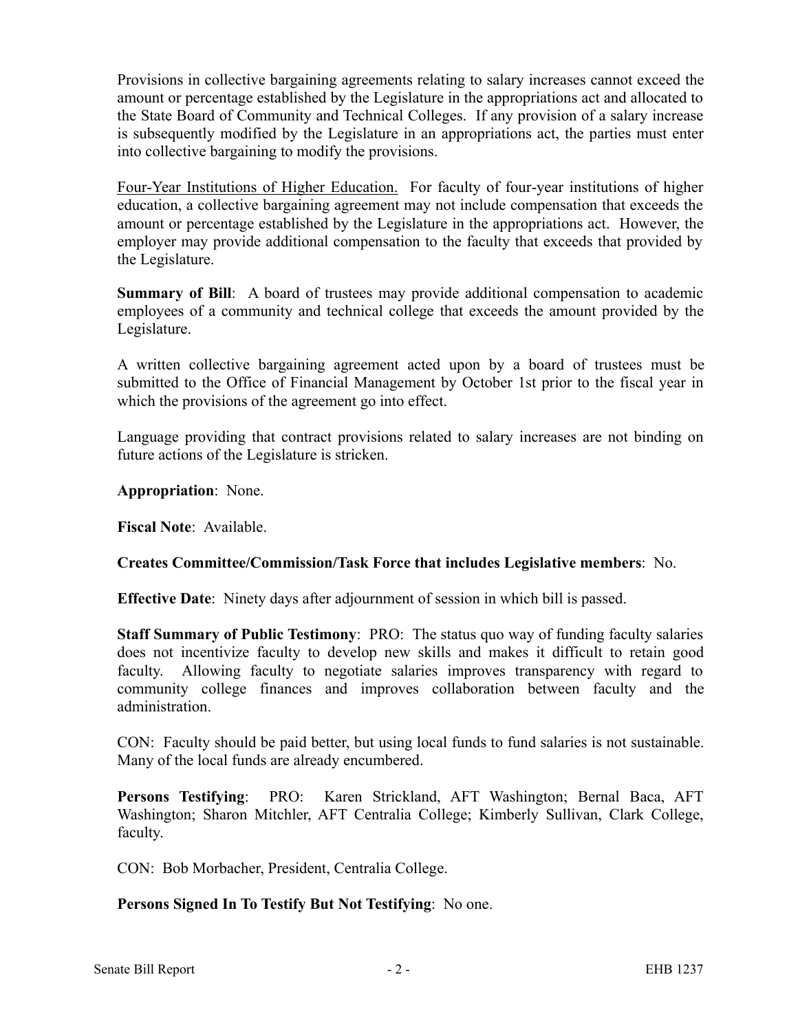Provisions in collective bargaining agreements relating to salary increases cannot exceed the amount or percentage established by the Legislature in the appropriations act and allocated to the State Board of Community and Technical Colleges. If any provision of a salary increase is subsequently modified by the Legislature in an appropriations act, the parties must enter into collective bargaining to modify the provisions.

Four-Year Institutions of Higher Education. For faculty of four-year institutions of higher education, a collective bargaining agreement may not include compensation that exceeds the amount or percentage established by the Legislature in the appropriations act. However, the employer may provide additional compensation to the faculty that exceeds that provided by the Legislature.

**Summary of Bill**: A board of trustees may provide additional compensation to academic employees of a community and technical college that exceeds the amount provided by the Legislature.

A written collective bargaining agreement acted upon by a board of trustees must be submitted to the Office of Financial Management by October 1st prior to the fiscal year in which the provisions of the agreement go into effect.

Language providing that contract provisions related to salary increases are not binding on future actions of the Legislature is stricken.

**Appropriation**: None.

**Fiscal Note**: Available.

**Creates Committee/Commission/Task Force that includes Legislative members**: No.

**Effective Date**: Ninety days after adjournment of session in which bill is passed.

**Staff Summary of Public Testimony**: PRO: The status quo way of funding faculty salaries does not incentivize faculty to develop new skills and makes it difficult to retain good faculty. Allowing faculty to negotiate salaries improves transparency with regard to community college finances and improves collaboration between faculty and the administration.

CON: Faculty should be paid better, but using local funds to fund salaries is not sustainable. Many of the local funds are already encumbered.

**Persons Testifying**: PRO: Karen Strickland, AFT Washington; Bernal Baca, AFT Washington; Sharon Mitchler, AFT Centralia College; Kimberly Sullivan, Clark College, faculty.

CON: Bob Morbacher, President, Centralia College.

**Persons Signed In To Testify But Not Testifying**: No one.